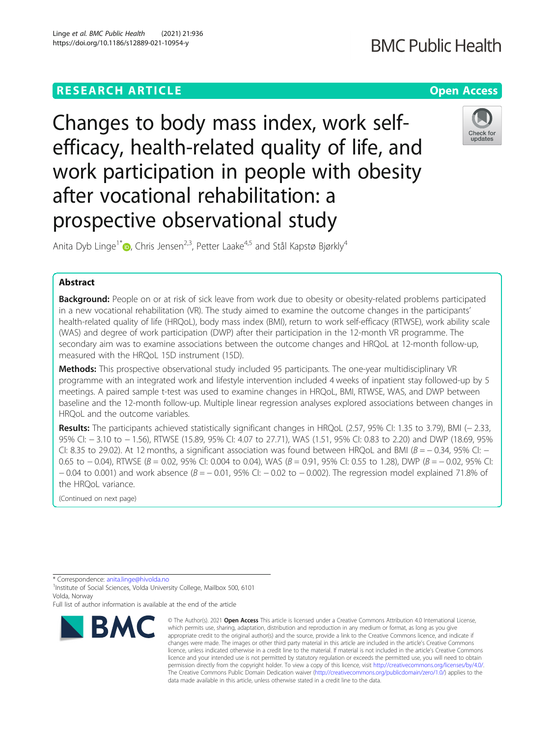**RESEARCH ARTICLE** **Open Access**

# Changes to body mass index, work self-efficacy, health-related quality of life, and work participation in people with obesity after vocational rehabilitation: a prospective observational study

Anita Dyb Linge[1*], Chris Jensen[2,3], Petter Laake[4,5] and Stål Kapstø Bjørkly[4]

## Abstract

**Background:** People on or at risk of sick leave from work due to obesity or obesity-related problems participated in a new vocational rehabilitation (VR). The study aimed to examine the outcome changes in the participants' health-related quality of life (HRQoL), body mass index (BMI), return to work self-efficacy (RTWSE), work ability scale (WAS) and degree of work participation (DWP) after their participation in the 12-month VR programme. The secondary aim was to examine associations between the outcome changes and HRQoL at 12-month follow-up, measured with the HRQoL 15D instrument (15D).

**Methods:** This prospective observational study included 95 participants. The one-year multidisciplinary VR programme with an integrated work and lifestyle intervention included 4 weeks of inpatient stay followed-up by 5 meetings. A paired sample t-test was used to examine changes in HRQoL, BMI, RTWSE, WAS, and DWP between baseline and the 12-month follow-up. Multiple linear regression analyses explored associations between changes in HRQoL and the outcome variables.

**Results:** The participants achieved statistically significant changes in HRQoL (2.57, 95% CI: 1.35 to 3.79), BMI (− 2.33, 95% CI: − 3.10 to − 1.56), RTWSE (15.89, 95% CI: 4.07 to 27.71), WAS (1.51, 95% CI: 0.83 to 2.20) and DWP (18.69, 95% CI: 8.35 to 29.02). At 12 months, a significant association was found between HRQoL and BMI (*B* = − 0.34, 95% CI: − 0.65 to − 0.04), RTWSE (*B* = 0.02, 95% CI: 0.004 to 0.04), WAS (*B* = 0.91, 95% CI: 0.55 to 1.28), DWP (*B* = − 0.02, 95% CI: − 0.04 to 0.001) and work absence (*B* = − 0.01, 95% CI: − 0.02 to − 0.002). The regression model explained 71.8% of the HRQoL variance.

(Continued on next page)

---

* Correspondence: anita.linge@hivolda.no

[1]Institute of Social Sciences, Volda University College, Mailbox 500, 6101 Volda, Norway

Full list of author information is available at the end of the article

© The Author(s). 2021 **Open Access** This article is licensed under a Creative Commons Attribution 4.0 International License, which permits use, sharing, adaptation, distribution and reproduction in any medium or format, as long as you give appropriate credit to the original author(s) and the source, provide a link to the Creative Commons licence, and indicate if changes were made. The images or other third party material in this article are included in the article's Creative Commons licence, unless indicated otherwise in a credit line to the material. If material is not included in the article's Creative Commons licence and your intended use is not permitted by statutory regulation or exceeds the permitted use, you will need to obtain permission directly from the copyright holder. To view a copy of this licence, visit http://creativecommons.org/licenses/by/4.0/. The Creative Commons Public Domain Dedication waiver (http://creativecommons.org/publicdomain/zero/1.0/) applies to the data made available in this article, unless otherwise stated in a credit line to the data.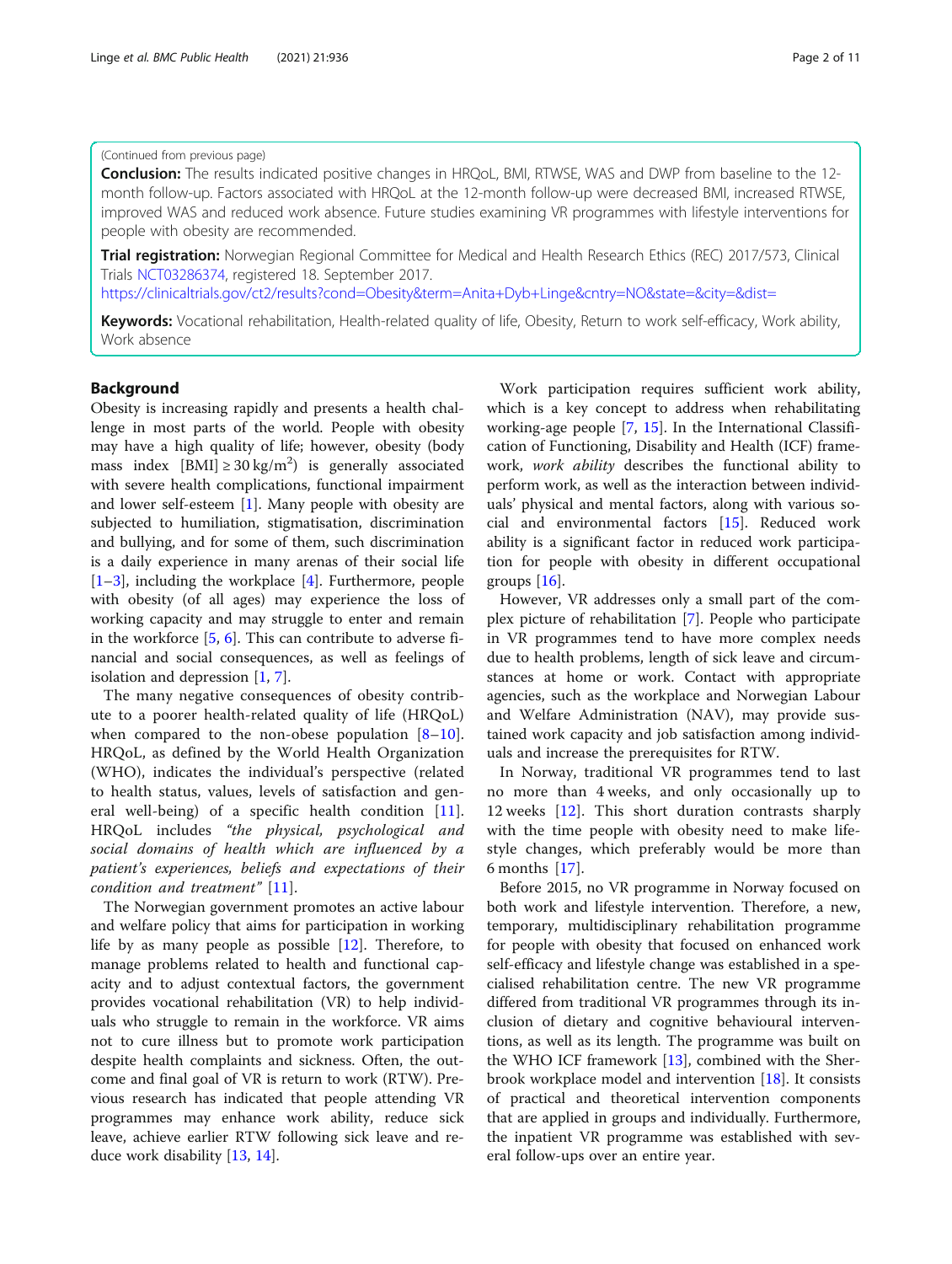(Continued from previous page)

**Conclusion:** The results indicated positive changes in HRQoL, BMI, RTWSE, WAS and DWP from baseline to the 12-month follow-up. Factors associated with HRQoL at the 12-month follow-up were decreased BMI, increased RTWSE, improved WAS and reduced work absence. Future studies examining VR programmes with lifestyle interventions for people with obesity are recommended.

**Trial registration:** Norwegian Regional Committee for Medical and Health Research Ethics (REC) 2017/573, Clinical Trials NCT03286374, registered 18. September 2017. https://clinicaltrials.gov/ct2/results?cond=Obesity&term=Anita+Dyb+Linge&cntry=NO&state=&city=&dist=

**Keywords:** Vocational rehabilitation, Health-related quality of life, Obesity, Return to work self-efficacy, Work ability, Work absence

## Background

Obesity is increasing rapidly and presents a health challenge in most parts of the world. People with obesity may have a high quality of life; however, obesity (body mass index [BMI] $\geq 30\,kg/m^2$) is generally associated with severe health complications, functional impairment and lower self-esteem [1]. Many people with obesity are subjected to humiliation, stigmatisation, discrimination and bullying, and for some of them, such discrimination is a daily experience in many arenas of their social life [1–3], including the workplace [4]. Furthermore, people with obesity (of all ages) may experience the loss of working capacity and may struggle to enter and remain in the workforce [5, 6]. This can contribute to adverse financial and social consequences, as well as feelings of isolation and depression [1, 7].

The many negative consequences of obesity contribute to a poorer health-related quality of life (HRQoL) when compared to the non-obese population [8–10]. HRQoL, as defined by the World Health Organization (WHO), indicates the individual's perspective (related to health status, values, levels of satisfaction and general well-being) of a specific health condition [11]. HRQoL includes *"the physical, psychological and social domains of health which are influenced by a patient's experiences, beliefs and expectations of their condition and treatment"* [11].

The Norwegian government promotes an active labour and welfare policy that aims for participation in working life by as many people as possible [12]. Therefore, to manage problems related to health and functional capacity and to adjust contextual factors, the government provides vocational rehabilitation (VR) to help individuals who struggle to remain in the workforce. VR aims not to cure illness but to promote work participation despite health complaints and sickness. Often, the outcome and final goal of VR is return to work (RTW). Previous research has indicated that people attending VR programmes may enhance work ability, reduce sick leave, achieve earlier RTW following sick leave and reduce work disability [13, 14].

Work participation requires sufficient work ability, which is a key concept to address when rehabilitating working-age people [7, 15]. In the International Classification of Functioning, Disability and Health (ICF) framework, *work ability* describes the functional ability to perform work, as well as the interaction between individuals' physical and mental factors, along with various social and environmental factors [15]. Reduced work ability is a significant factor in reduced work participation for people with obesity in different occupational groups [16].

However, VR addresses only a small part of the complex picture of rehabilitation [7]. People who participate in VR programmes tend to have more complex needs due to health problems, length of sick leave and circumstances at home or work. Contact with appropriate agencies, such as the workplace and Norwegian Labour and Welfare Administration (NAV), may provide sustained work capacity and job satisfaction among individuals and increase the prerequisites for RTW.

In Norway, traditional VR programmes tend to last no more than 4 weeks, and only occasionally up to 12 weeks [12]. This short duration contrasts sharply with the time people with obesity need to make lifestyle changes, which preferably would be more than 6 months [17].

Before 2015, no VR programme in Norway focused on both work and lifestyle intervention. Therefore, a new, temporary, multidisciplinary rehabilitation programme for people with obesity that focused on enhanced work self-efficacy and lifestyle change was established in a specialised rehabilitation centre. The new VR programme differed from traditional VR programmes through its inclusion of dietary and cognitive behavioural interventions, as well as its length. The programme was built on the WHO ICF framework [13], combined with the Sherbrook workplace model and intervention [18]. It consists of practical and theoretical intervention components that are applied in groups and individually. Furthermore, the inpatient VR programme was established with several follow-ups over an entire year.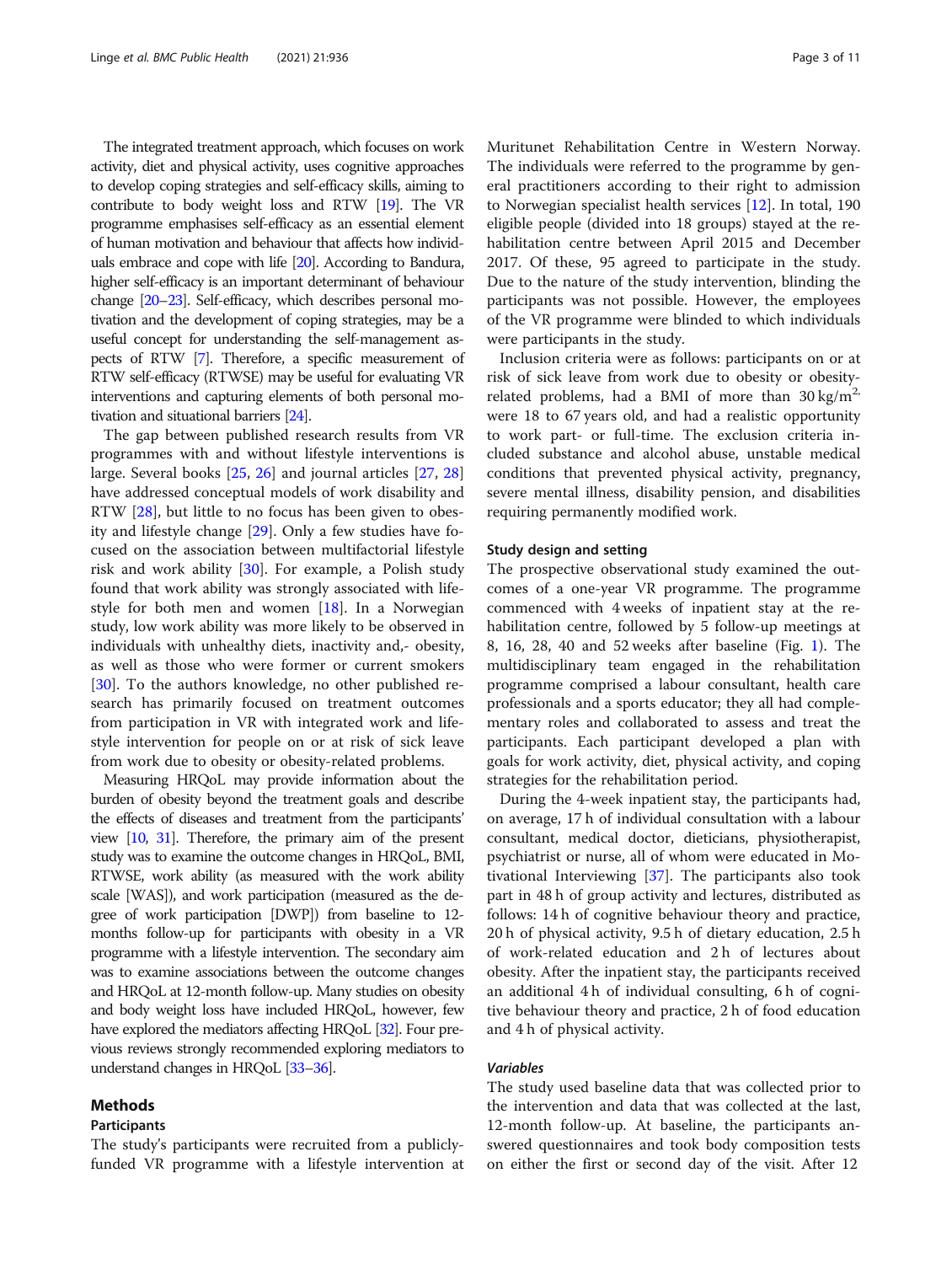The integrated treatment approach, which focuses on work activity, diet and physical activity, uses cognitive approaches to develop coping strategies and self-efficacy skills, aiming to contribute to body weight loss and RTW [19]. The VR programme emphasises self-efficacy as an essential element of human motivation and behaviour that affects how individuals embrace and cope with life [20]. According to Bandura, higher self-efficacy is an important determinant of behaviour change [20–23]. Self-efficacy, which describes personal motivation and the development of coping strategies, may be a useful concept for understanding the self-management aspects of RTW [7]. Therefore, a specific measurement of RTW self-efficacy (RTWSE) may be useful for evaluating VR interventions and capturing elements of both personal motivation and situational barriers [24].

The gap between published research results from VR programmes with and without lifestyle interventions is large. Several books [25, 26] and journal articles [27, 28] have addressed conceptual models of work disability and RTW [28], but little to no focus has been given to obesity and lifestyle change [29]. Only a few studies have focused on the association between multifactorial lifestyle risk and work ability [30]. For example, a Polish study found that work ability was strongly associated with lifestyle for both men and women [18]. In a Norwegian study, low work ability was more likely to be observed in individuals with unhealthy diets, inactivity and,- obesity, as well as those who were former or current smokers [30]. To the authors knowledge, no other published research has primarily focused on treatment outcomes from participation in VR with integrated work and lifestyle intervention for people on or at risk of sick leave from work due to obesity or obesity-related problems.

Measuring HRQoL may provide information about the burden of obesity beyond the treatment goals and describe the effects of diseases and treatment from the participants' view [10, 31]. Therefore, the primary aim of the present study was to examine the outcome changes in HRQoL, BMI, RTWSE, work ability (as measured with the work ability scale [WAS]), and work participation (measured as the degree of work participation [DWP]) from baseline to 12-months follow-up for participants with obesity in a VR programme with a lifestyle intervention. The secondary aim was to examine associations between the outcome changes and HRQoL at 12-month follow-up. Many studies on obesity and body weight loss have included HRQoL, however, few have explored the mediators affecting HRQoL [32]. Four previous reviews strongly recommended exploring mediators to understand changes in HRQoL [33–36].

## Methods

### Participants

The study's participants were recruited from a publicly-funded VR programme with a lifestyle intervention at Muritunet Rehabilitation Centre in Western Norway. The individuals were referred to the programme by general practitioners according to their right to admission to Norwegian specialist health services [12]. In total, 190 eligible people (divided into 18 groups) stayed at the rehabilitation centre between April 2015 and December 2017. Of these, 95 agreed to participate in the study. Due to the nature of the study intervention, blinding the participants was not possible. However, the employees of the VR programme were blinded to which individuals were participants in the study.

Inclusion criteria were as follows: participants on or at risk of sick leave from work due to obesity or obesity-related problems, had a BMI of more than 30 kg/m$^2$, were 18 to 67 years old, and had a realistic opportunity to work part- or full-time. The exclusion criteria included substance and alcohol abuse, unstable medical conditions that prevented physical activity, pregnancy, severe mental illness, disability pension, and disabilities requiring permanently modified work.

### Study design and setting

The prospective observational study examined the outcomes of a one-year VR programme. The programme commenced with 4 weeks of inpatient stay at the rehabilitation centre, followed by 5 follow-up meetings at 8, 16, 28, 40 and 52 weeks after baseline (Fig. 1). The multidisciplinary team engaged in the rehabilitation programme comprised a labour consultant, health care professionals and a sports educator; they all had complementary roles and collaborated to assess and treat the participants. Each participant developed a plan with goals for work activity, diet, physical activity, and coping strategies for the rehabilitation period.

During the 4-week inpatient stay, the participants had, on average, 17 h of individual consultation with a labour consultant, medical doctor, dieticians, physiotherapist, psychiatrist or nurse, all of whom were educated in Motivational Interviewing [37]. The participants also took part in 48 h of group activity and lectures, distributed as follows: 14 h of cognitive behaviour theory and practice, 20 h of physical activity, 9.5 h of dietary education, 2.5 h of work-related education and 2 h of lectures about obesity. After the inpatient stay, the participants received an additional 4 h of individual consulting, 6 h of cognitive behaviour theory and practice, 2 h of food education and 4 h of physical activity.

### *Variables*

The study used baseline data that was collected prior to the intervention and data that was collected at the last, 12-month follow-up. At baseline, the participants answered questionnaires and took body composition tests on either the first or second day of the visit. After 12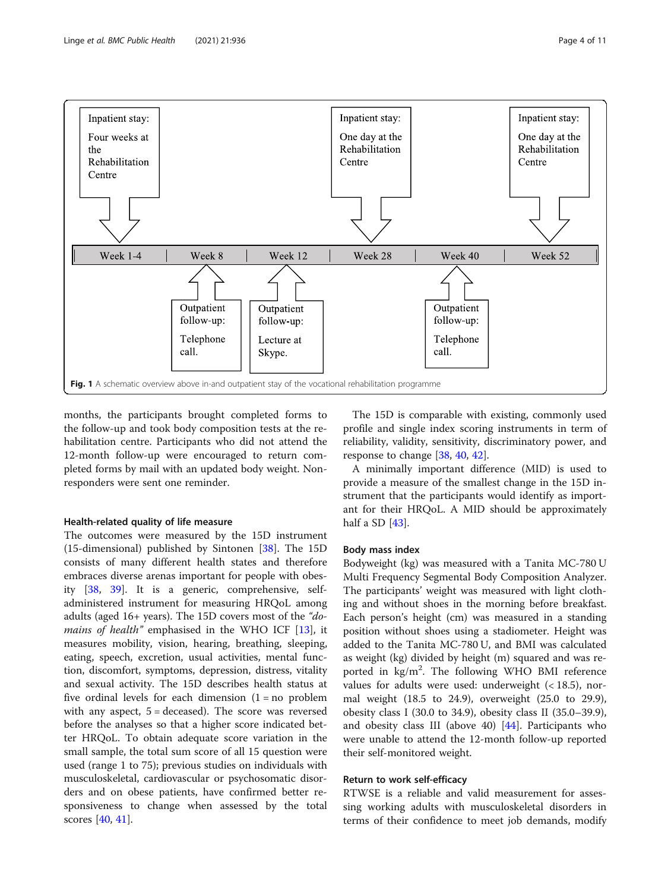Inpatient stay:

Four weeks at the Rehabilitation Centre

Inpatient stay:

One day at the Rehabilitation Centre

Inpatient stay:

One day at the Rehabilitation Centre

Week 1-4

Week 8

Week 12

Week 28

Week 40

Week 52

Outpatient follow-up:

Telephone call.

Outpatient follow-up:

Lecture at Skype.

Outpatient follow-up:

Telephone call.

**Fig. 1** A schematic overview above in-and outpatient stay of the vocational rehabilitation programme

months, the participants brought completed forms to the follow-up and took body composition tests at the rehabilitation centre. Participants who did not attend the 12-month follow-up were encouraged to return completed forms by mail with an updated body weight. Non-responders were sent one reminder.

### Health-related quality of life measure

The outcomes were measured by the 15D instrument (15-dimensional) published by Sintonen [38]. The 15D consists of many different health states and therefore embraces diverse arenas important for people with obesity [38, 39]. It is a generic, comprehensive, self-administered instrument for measuring HRQoL among adults (aged 16+ years). The 15D covers most of the *"domains of health"* emphasised in the WHO ICF [13], it measures mobility, vision, hearing, breathing, sleeping, eating, speech, excretion, usual activities, mental function, discomfort, symptoms, depression, distress, vitality and sexual activity. The 15D describes health status at five ordinal levels for each dimension (1 = no problem with any aspect, 5 = deceased). The score was reversed before the analyses so that a higher score indicated better HRQoL. To obtain adequate score variation in the small sample, the total sum score of all 15 question were used (range 1 to 75); previous studies on individuals with musculoskeletal, cardiovascular or psychosomatic disorders and on obese patients, have confirmed better responsiveness to change when assessed by the total scores [40, 41].

The 15D is comparable with existing, commonly used profile and single index scoring instruments in term of reliability, validity, sensitivity, discriminatory power, and response to change [38, 40, 42].

A minimally important difference (MID) is used to provide a measure of the smallest change in the 15D instrument that the participants would identify as important for their HRQoL. A MID should be approximately half a SD [43].

### Body mass index

Bodyweight (kg) was measured with a Tanita MC-780 U Multi Frequency Segmental Body Composition Analyzer. The participants' weight was measured with light clothing and without shoes in the morning before breakfast. Each person's height (cm) was measured in a standing position without shoes using a stadiometer. Height was added to the Tanita MC-780 U, and BMI was calculated as weight (kg) divided by height (m) squared and was reported in kg/m$^2$. The following WHO BMI reference values for adults were used: underweight (< 18.5), normal weight (18.5 to 24.9), overweight (25.0 to 29.9), obesity class I (30.0 to 34.9), obesity class II (35.0–39.9), and obesity class III (above 40) [44]. Participants who were unable to attend the 12-month follow-up reported their self-monitored weight.

### Return to work self-efficacy

RTWSE is a reliable and valid measurement for assessing working adults with musculoskeletal disorders in terms of their confidence to meet job demands, modify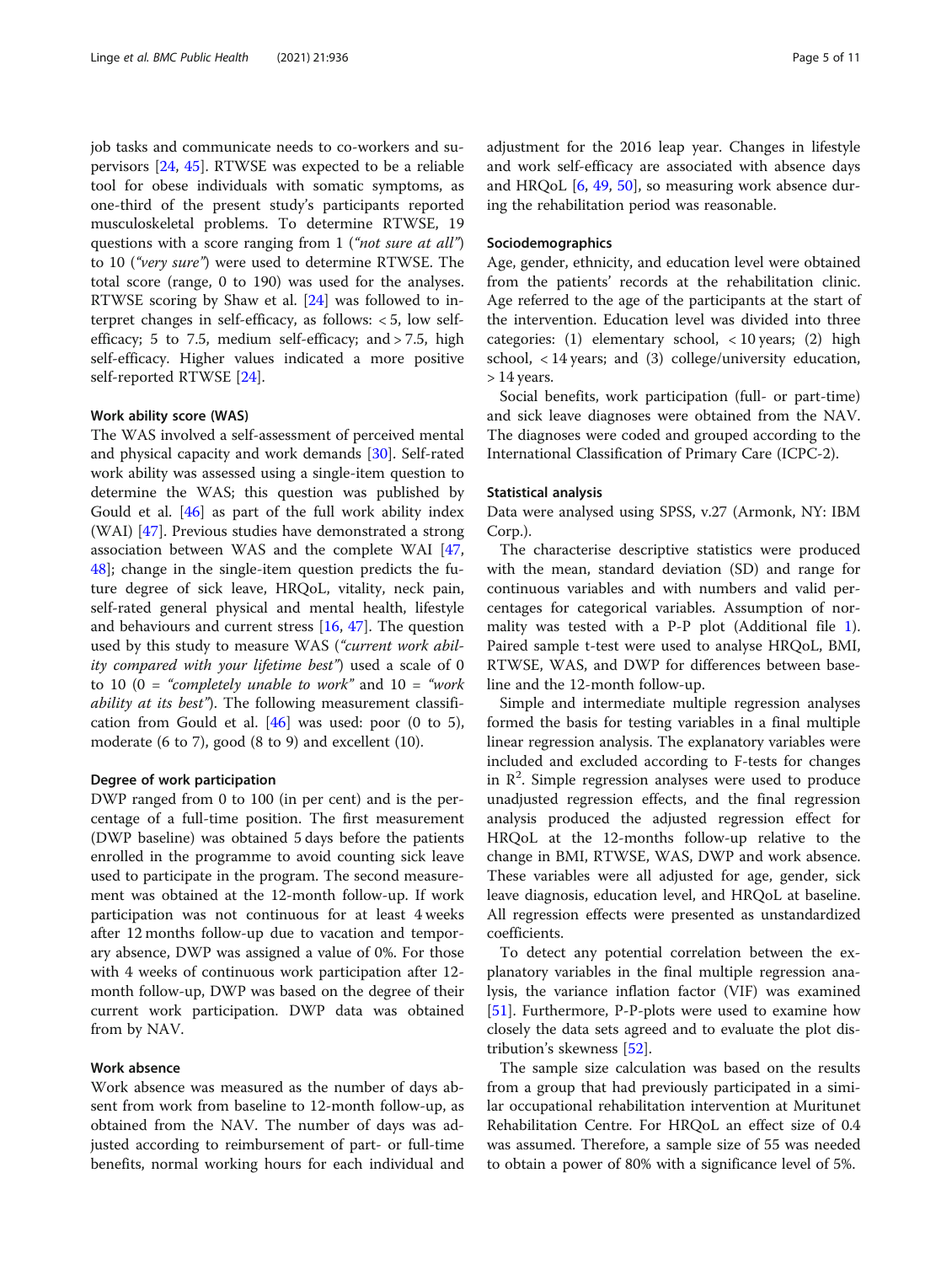job tasks and communicate needs to co-workers and supervisors [24, 45]. RTWSE was expected to be a reliable tool for obese individuals with somatic symptoms, as one-third of the present study's participants reported musculoskeletal problems. To determine RTWSE, 19 questions with a score ranging from 1 (*"not sure at all"*) to 10 (*"very sure"*) were used to determine RTWSE. The total score (range, 0 to 190) was used for the analyses. RTWSE scoring by Shaw et al. [24] was followed to interpret changes in self-efficacy, as follows: < 5, low self-efficacy; 5 to 7.5, medium self-efficacy; and > 7.5, high self-efficacy. Higher values indicated a more positive self-reported RTWSE [24].

#### Work ability score (WAS)

The WAS involved a self-assessment of perceived mental and physical capacity and work demands [30]. Self-rated work ability was assessed using a single-item question to determine the WAS; this question was published by Gould et al. [46] as part of the full work ability index (WAI) [47]. Previous studies have demonstrated a strong association between WAS and the complete WAI [47, 48]; change in the single-item question predicts the future degree of sick leave, HRQoL, vitality, neck pain, self-rated general physical and mental health, lifestyle and behaviours and current stress [16, 47]. The question used by this study to measure WAS (*"current work ability compared with your lifetime best"*) used a scale of 0 to 10 (0 = *"completely unable to work"* and 10 = *"work ability at its best"*). The following measurement classification from Gould et al. [46] was used: poor (0 to 5), moderate (6 to 7), good (8 to 9) and excellent (10).

#### Degree of work participation

DWP ranged from 0 to 100 (in per cent) and is the percentage of a full-time position. The first measurement (DWP baseline) was obtained 5 days before the patients enrolled in the programme to avoid counting sick leave used to participate in the program. The second measurement was obtained at the 12-month follow-up. If work participation was not continuous for at least 4 weeks after 12 months follow-up due to vacation and temporary absence, DWP was assigned a value of 0%. For those with 4 weeks of continuous work participation after 12-month follow-up, DWP was based on the degree of their current work participation. DWP data was obtained from by NAV.

#### Work absence

Work absence was measured as the number of days absent from work from baseline to 12-month follow-up, as obtained from the NAV. The number of days was adjusted according to reimbursement of part- or full-time benefits, normal working hours for each individual and adjustment for the 2016 leap year. Changes in lifestyle and work self-efficacy are associated with absence days and HRQoL [6, 49, 50], so measuring work absence during the rehabilitation period was reasonable.

#### Sociodemographics

Age, gender, ethnicity, and education level were obtained from the patients' records at the rehabilitation clinic. Age referred to the age of the participants at the start of the intervention. Education level was divided into three categories: (1) elementary school, < 10 years; (2) high school, < 14 years; and (3) college/university education, > 14 years.

Social benefits, work participation (full- or part-time) and sick leave diagnoses were obtained from the NAV. The diagnoses were coded and grouped according to the International Classification of Primary Care (ICPC-2).

#### Statistical analysis

Data were analysed using SPSS, v.27 (Armonk, NY: IBM Corp.).

The characterise descriptive statistics were produced with the mean, standard deviation (SD) and range for continuous variables and with numbers and valid percentages for categorical variables. Assumption of normality was tested with a P-P plot (Additional file 1). Paired sample t-test were used to analyse HRQoL, BMI, RTWSE, WAS, and DWP for differences between baseline and the 12-month follow-up.

Simple and intermediate multiple regression analyses formed the basis for testing variables in a final multiple linear regression analysis. The explanatory variables were included and excluded according to F-tests for changes in $R^2$. Simple regression analyses were used to produce unadjusted regression effects, and the final regression analysis produced the adjusted regression effect for HRQoL at the 12-months follow-up relative to the change in BMI, RTWSE, WAS, DWP and work absence. These variables were all adjusted for age, gender, sick leave diagnosis, education level, and HRQoL at baseline. All regression effects were presented as unstandardized coefficients.

To detect any potential correlation between the explanatory variables in the final multiple regression analysis, the variance inflation factor (VIF) was examined [51]. Furthermore, P-P-plots were used to examine how closely the data sets agreed and to evaluate the plot distribution's skewness [52].

The sample size calculation was based on the results from a group that had previously participated in a similar occupational rehabilitation intervention at Muritunet Rehabilitation Centre. For HRQoL an effect size of 0.4 was assumed. Therefore, a sample size of 55 was needed to obtain a power of 80% with a significance level of 5%.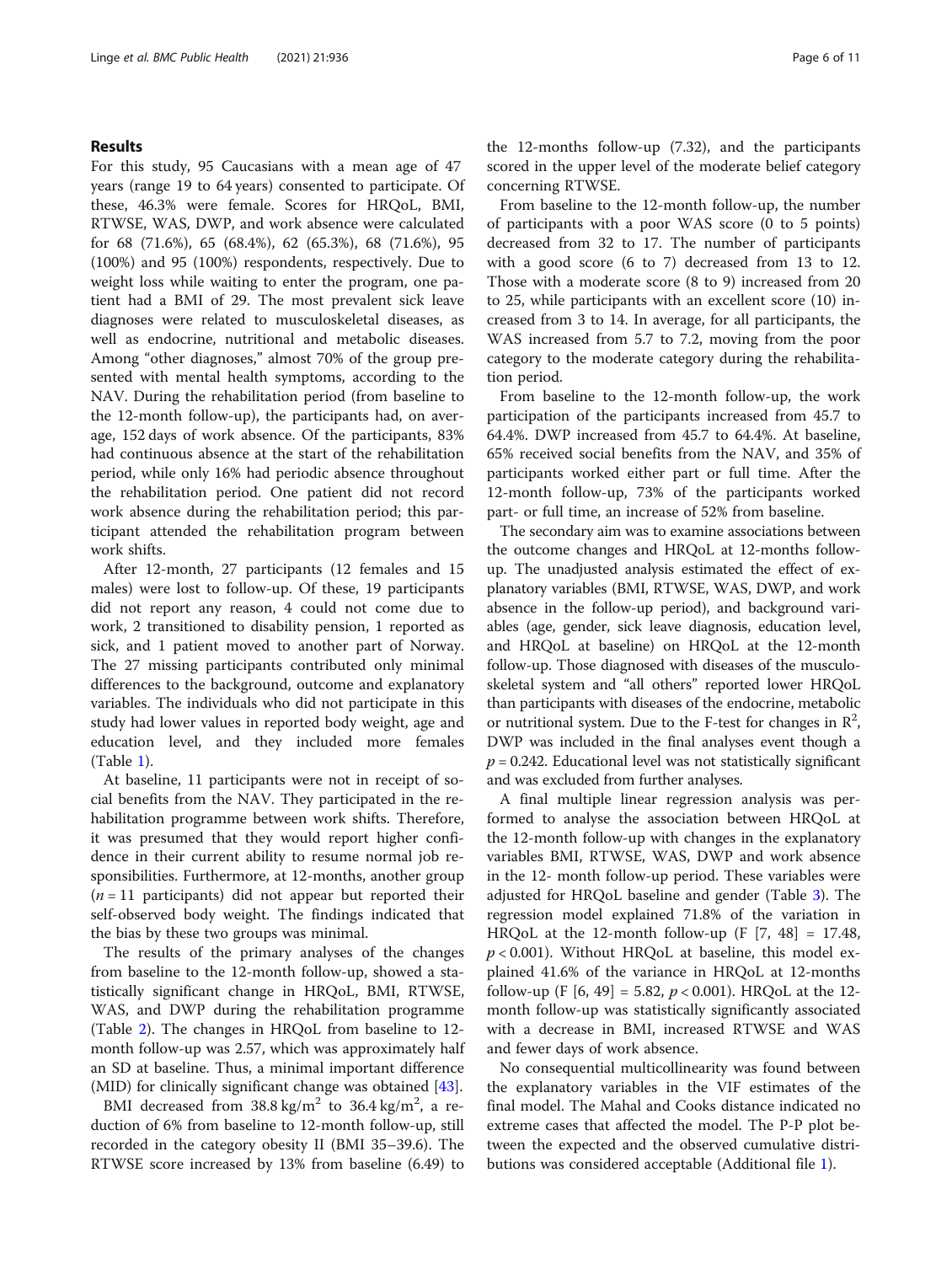## Results

For this study, 95 Caucasians with a mean age of 47 years (range 19 to 64 years) consented to participate. Of these, 46.3% were female. Scores for HRQoL, BMI, RTWSE, WAS, DWP, and work absence were calculated for 68 (71.6%), 65 (68.4%), 62 (65.3%), 68 (71.6%), 95 (100%) and 95 (100%) respondents, respectively. Due to weight loss while waiting to enter the program, one patient had a BMI of 29. The most prevalent sick leave diagnoses were related to musculoskeletal diseases, as well as endocrine, nutritional and metabolic diseases. Among "other diagnoses," almost 70% of the group presented with mental health symptoms, according to the NAV. During the rehabilitation period (from baseline to the 12-month follow-up), the participants had, on average, 152 days of work absence. Of the participants, 83% had continuous absence at the start of the rehabilitation period, while only 16% had periodic absence throughout the rehabilitation period. One patient did not record work absence during the rehabilitation period; this participant attended the rehabilitation program between work shifts.

After 12-month, 27 participants (12 females and 15 males) were lost to follow-up. Of these, 19 participants did not report any reason, 4 could not come due to work, 2 transitioned to disability pension, 1 reported as sick, and 1 patient moved to another part of Norway. The 27 missing participants contributed only minimal differences to the background, outcome and explanatory variables. The individuals who did not participate in this study had lower values in reported body weight, age and education level, and they included more females (Table 1).

At baseline, 11 participants were not in receipt of social benefits from the NAV. They participated in the rehabilitation programme between work shifts. Therefore, it was presumed that they would report higher confidence in their current ability to resume normal job responsibilities. Furthermore, at 12-months, another group ($n = 11$ participants) did not appear but reported their self-observed body weight. The findings indicated that the bias by these two groups was minimal.

The results of the primary analyses of the changes from baseline to the 12-month follow-up, showed a statistically significant change in HRQoL, BMI, RTWSE, WAS, and DWP during the rehabilitation programme (Table 2). The changes in HRQoL from baseline to 12-month follow-up was 2.57, which was approximately half an SD at baseline. Thus, a minimal important difference (MID) for clinically significant change was obtained [43].

BMI decreased from 38.8 kg/m$^2$ to 36.4 kg/m$^2$, a reduction of 6% from baseline to 12-month follow-up, still recorded in the category obesity II (BMI 35–39.6). The RTWSE score increased by 13% from baseline (6.49) to the 12-months follow-up (7.32), and the participants scored in the upper level of the moderate belief category concerning RTWSE.

From baseline to the 12-month follow-up, the number of participants with a poor WAS score (0 to 5 points) decreased from 32 to 17. The number of participants with a good score (6 to 7) decreased from 13 to 12. Those with a moderate score (8 to 9) increased from 20 to 25, while participants with an excellent score (10) increased from 3 to 14. In average, for all participants, the WAS increased from 5.7 to 7.2, moving from the poor category to the moderate category during the rehabilitation period.

From baseline to the 12-month follow-up, the work participation of the participants increased from 45.7 to 64.4%. DWP increased from 45.7 to 64.4%. At baseline, 65% received social benefits from the NAV, and 35% of participants worked either part or full time. After the 12-month follow-up, 73% of the participants worked part- or full time, an increase of 52% from baseline.

The secondary aim was to examine associations between the outcome changes and HRQoL at 12-months follow-up. The unadjusted analysis estimated the effect of explanatory variables (BMI, RTWSE, WAS, DWP, and work absence in the follow-up period), and background variables (age, gender, sick leave diagnosis, education level, and HRQoL at baseline) on HRQoL at the 12-month follow-up. Those diagnosed with diseases of the musculoskeletal system and "all others" reported lower HRQoL than participants with diseases of the endocrine, metabolic or nutritional system. Due to the F-test for changes in $R^2$, DWP was included in the final analyses event though a $p = 0.242$. Educational level was not statistically significant and was excluded from further analyses.

A final multiple linear regression analysis was performed to analyse the association between HRQoL at the 12-month follow-up with changes in the explanatory variables BMI, RTWSE, WAS, DWP and work absence in the 12- month follow-up period. These variables were adjusted for HRQoL baseline and gender (Table 3). The regression model explained 71.8% of the variation in HRQoL at the 12-month follow-up ($F$ [7, 48] = 17.48, $p < 0.001$). Without HRQoL at baseline, this model explained 41.6% of the variance in HRQoL at 12-months follow-up ($F$ [6, 49] = 5.82, $p < 0.001$). HRQoL at the 12-month follow-up was statistically significantly associated with a decrease in BMI, increased RTWSE and WAS and fewer days of work absence.

No consequential multicollinearity was found between the explanatory variables in the VIF estimates of the final model. The Mahal and Cooks distance indicated no extreme cases that affected the model. The P-P plot between the expected and the observed cumulative distributions was considered acceptable (Additional file 1).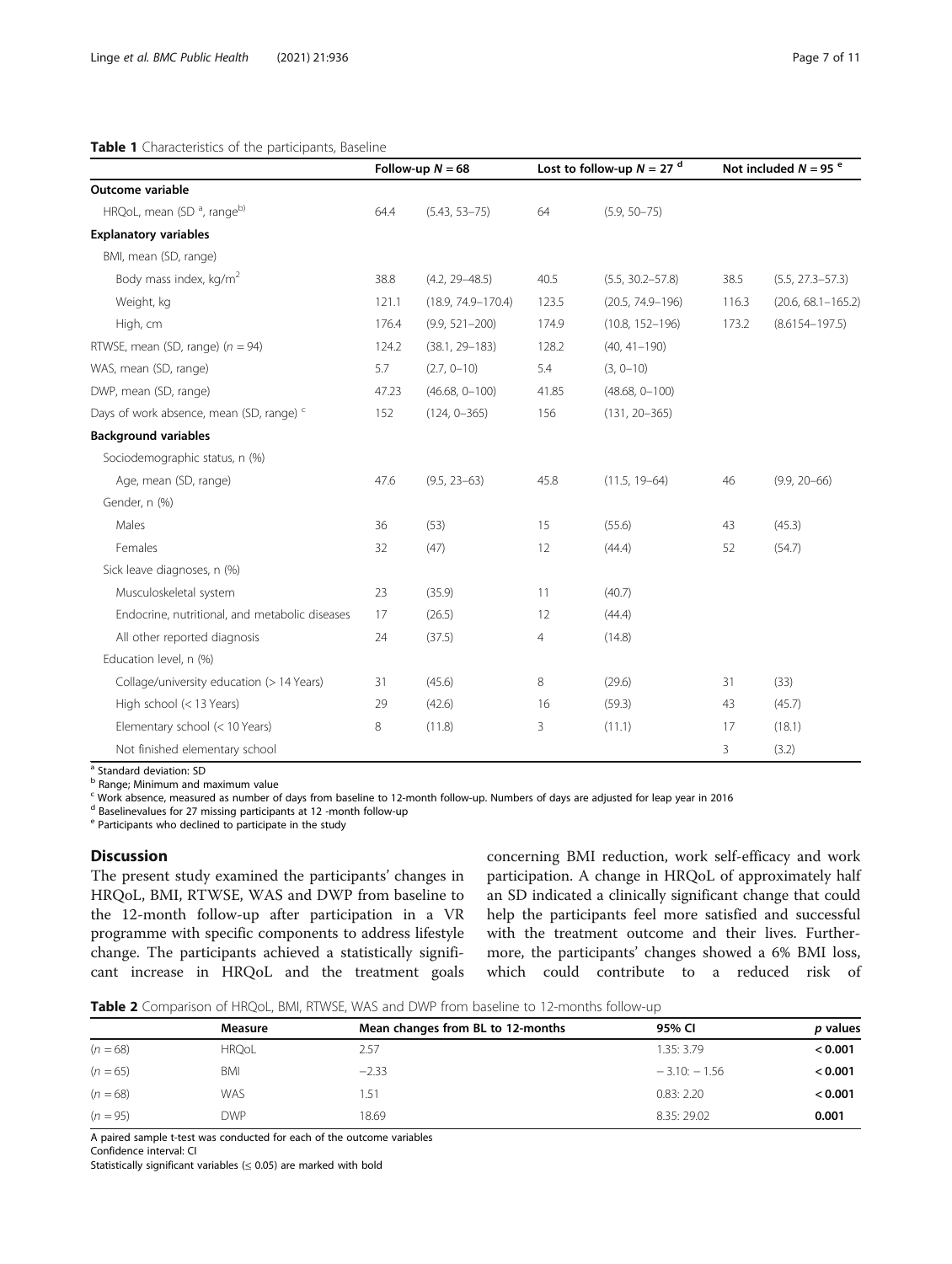**Table 1** Characteristics of the participants, Baseline

| | Follow-up $N = 68$ | | Lost to follow-up $N = 27$ [d] | | Not included $N = 95$ [e] | |
|---|---|---|---|---|---|---|
| **Outcome variable** | | | | | | |
| HRQoL, mean (SD [a], range[b]) | 64.4 | (5.43, 53–75) | 64 | (5.9, 50–75) | | |
| **Explanatory variables** | | | | | | |
| BMI, mean (SD, range) | | | | | | |
| Body mass index, kg/m$^2$ | 38.8 | (4.2, 29–48.5) | 40.5 | (5.5, 30.2–57.8) | 38.5 | (5.5, 27.3–57.3) |
| Weight, kg | 121.1 | (18.9, 74.9–170.4) | 123.5 | (20.5, 74.9–196) | 116.3 | (20.6, 68.1–165.2) |
| High, cm | 176.4 | (9.9, 521–200) | 174.9 | (10.8, 152–196) | 173.2 | (8.6154–197.5) |
| RTWSE, mean (SD, range) ($n = 94$) | 124.2 | (38.1, 29–183) | 128.2 | (40, 41–190) | | |
| WAS, mean (SD, range) | 5.7 | (2.7, 0–10) | 5.4 | (3, 0–10) | | |
| DWP, mean (SD, range) | 47.23 | (46.68, 0–100) | 41.85 | (48.68, 0–100) | | |
| Days of work absence, mean (SD, range) [c] | 152 | (124, 0–365) | 156 | (131, 20–365) | | |
| **Background variables** | | | | | | |
| Sociodemographic status, n (%) | | | | | | |
| Age, mean (SD, range) | 47.6 | (9.5, 23–63) | 45.8 | (11.5, 19–64) | 46 | (9.9, 20–66) |
| Gender, n (%) | | | | | | |
| Males | 36 | (53) | 15 | (55.6) | 43 | (45.3) |
| Females | 32 | (47) | 12 | (44.4) | 52 | (54.7) |
| Sick leave diagnoses, n (%) | | | | | | |
| Musculoskeletal system | 23 | (35.9) | 11 | (40.7) | | |
| Endocrine, nutritional, and metabolic diseases | 17 | (26.5) | 12 | (44.4) | | |
| All other reported diagnosis | 24 | (37.5) | 4 | (14.8) | | |
| Education level, n (%) | | | | | | |
| Collage/university education (> 14 Years) | 31 | (45.6) | 8 | (29.6) | 31 | (33) |
| High school (< 13 Years) | 29 | (42.6) | 16 | (59.3) | 43 | (45.7) |
| Elementary school (< 10 Years) | 8 | (11.8) | 3 | (11.1) | 17 | (18.1) |
| Not finished elementary school | | | | | 3 | (3.2) |

[a] Standard deviation: SD
[b] Range; Minimum and maximum value
[c] Work absence, measured as number of days from baseline to 12-month follow-up. Numbers of days are adjusted for leap year in 2016
[d] Baselinevalues for 27 missing participants at 12 -month follow-up
[e] Participants who declined to participate in the study

## Discussion

The present study examined the participants' changes in HRQoL, BMI, RTWSE, WAS and DWP from baseline to the 12-month follow-up after participation in a VR programme with specific components to address lifestyle change. The participants achieved a statistically significant increase in HRQoL and the treatment goals concerning BMI reduction, work self-efficacy and work participation. A change in HRQoL of approximately half an SD indicated a clinically significant change that could help the participants feel more satisfied and successful with the treatment outcome and their lives. Furthermore, the participants' changes showed a 6% BMI loss, which could contribute to a reduced risk of

**Table 2** Comparison of HRQoL, BMI, RTWSE, WAS and DWP from baseline to 12-months follow-up

| | Measure | Mean changes from BL to 12-months | 95% CI | *p* values |
|---|---|---|---|---|
| ($n = 68$) | HRQoL | 2.57 | 1.35: 3.79 | **< 0.001** |
| ($n = 65$) | BMI | −2.33 | − 3.10: − 1.56 | **< 0.001** |
| ($n = 68$) | WAS | 1.51 | 0.83: 2.20 | **< 0.001** |
| ($n = 95$) | DWP | 18.69 | 8.35: 29.02 | **0.001** |

A paired sample t-test was conducted for each of the outcome variables
Confidence interval: CI
Statistically significant variables (≤ 0.05) are marked with bold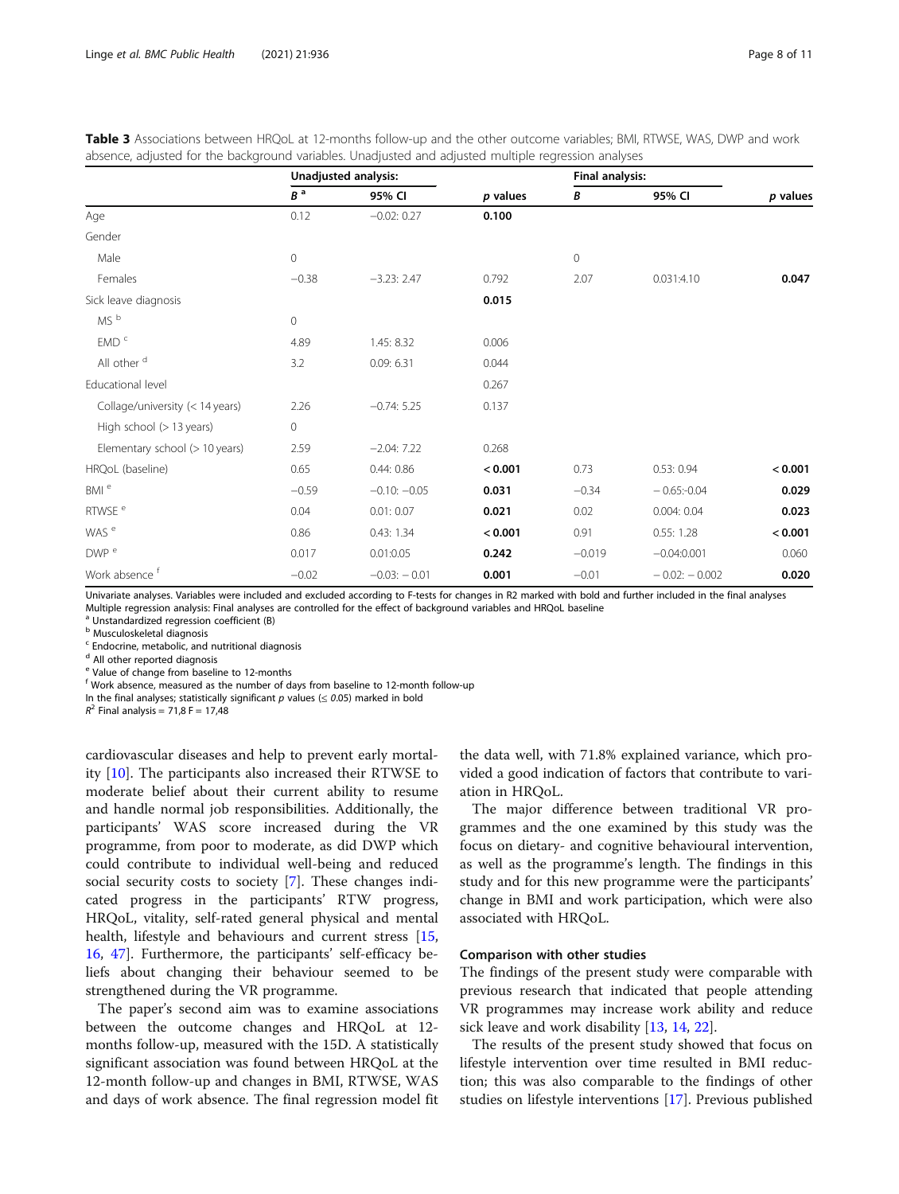**Table 3** Associations between HRQoL at 12-months follow-up and the other outcome variables; BMI, RTWSE, WAS, DWP and work absence, adjusted for the background variables. Unadjusted and adjusted multiple regression analyses

| | Unadjusted analysis: | | | Final analysis: | | |
|---|---|---|---|---|---|---|
| | B [a] | 95% CI | *p* values | B | 95% CI | *p* values |
| Age | 0.12 | −0.02: 0.27 | **0.100** | | | |
| Gender | | | | | | |
| Male | 0 | | | 0 | | |
| Females | −0.38 | −3.23: 2.47 | 0.792 | 2.07 | 0.031:4.10 | **0.047** |
| Sick leave diagnosis | | | **0.015** | | | |
| MS [b] | 0 | | | | | |
| EMD [c] | 4.89 | 1.45: 8.32 | 0.006 | | | |
| All other [d] | 3.2 | 0.09: 6.31 | 0.044 | | | |
| Educational level | | | 0.267 | | | |
| Collage/university (< 14 years) | 2.26 | −0.74: 5.25 | 0.137 | | | |
| High school (> 13 years) | 0 | | | | | |
| Elementary school (> 10 years) | 2.59 | −2.04: 7.22 | 0.268 | | | |
| HRQoL (baseline) | 0.65 | 0.44: 0.86 | **< 0.001** | 0.73 | 0.53: 0.94 | **< 0.001** |
| BMI [e] | −0.59 | −0.10: −0.05 | **0.031** | −0.34 | − 0.65:-0.04 | **0.029** |
| RTWSE [e] | 0.04 | 0.01: 0.07 | **0.021** | 0.02 | 0.004: 0.04 | **0.023** |
| WAS [e] | 0.86 | 0.43: 1.34 | **< 0.001** | 0.91 | 0.55: 1.28 | **< 0.001** |
| DWP [e] | 0.017 | 0.01:0.05 | **0.242** | −0.019 | −0.04:0.001 | 0.060 |
| Work absence [f] | −0.02 | −0.03: − 0.01 | **0.001** | −0.01 | − 0.02: − 0.002 | **0.020** |

Univariate analyses. Variables were included and excluded according to F-tests for changes in R2 marked with bold and further included in the final analyses
Multiple regression analysis: Final analyses are controlled for the effect of background variables and HRQoL baseline

[a] Unstandardized regression coefficient (B)
[b] Musculoskeletal diagnosis
[c] Endocrine, metabolic, and nutritional diagnosis
[d] All other reported diagnosis
[e] Value of change from baseline to 12-months
[f] Work absence, measured as the number of days from baseline to 12-month follow-up
In the final analyses; statistically significant *p* values (≤ *0.05*) marked in bold
$R^2$ Final analysis = 71,8 F = 17,48

cardiovascular diseases and help to prevent early mortality [10]. The participants also increased their RTWSE to moderate belief about their current ability to resume and handle normal job responsibilities. Additionally, the participants' WAS score increased during the VR programme, from poor to moderate, as did DWP which could contribute to individual well-being and reduced social security costs to society [7]. These changes indicated progress in the participants' RTW progress, HRQoL, vitality, self-rated general physical and mental health, lifestyle and behaviours and current stress [15, 16, 47]. Furthermore, the participants' self-efficacy beliefs about changing their behaviour seemed to be strengthened during the VR programme.

The paper's second aim was to examine associations between the outcome changes and HRQoL at 12-months follow-up, measured with the 15D. A statistically significant association was found between HRQoL at the 12-month follow-up and changes in BMI, RTWSE, WAS and days of work absence. The final regression model fit the data well, with 71.8% explained variance, which provided a good indication of factors that contribute to variation in HRQoL.

The major difference between traditional VR programmes and the one examined by this study was the focus on dietary- and cognitive behavioural intervention, as well as the programme's length. The findings in this study and for this new programme were the participants' change in BMI and work participation, which were also associated with HRQoL.

### Comparison with other studies

The findings of the present study were comparable with previous research that indicated that people attending VR programmes may increase work ability and reduce sick leave and work disability [13, 14, 22].

The results of the present study showed that focus on lifestyle intervention over time resulted in BMI reduction; this was also comparable to the findings of other studies on lifestyle interventions [17]. Previous published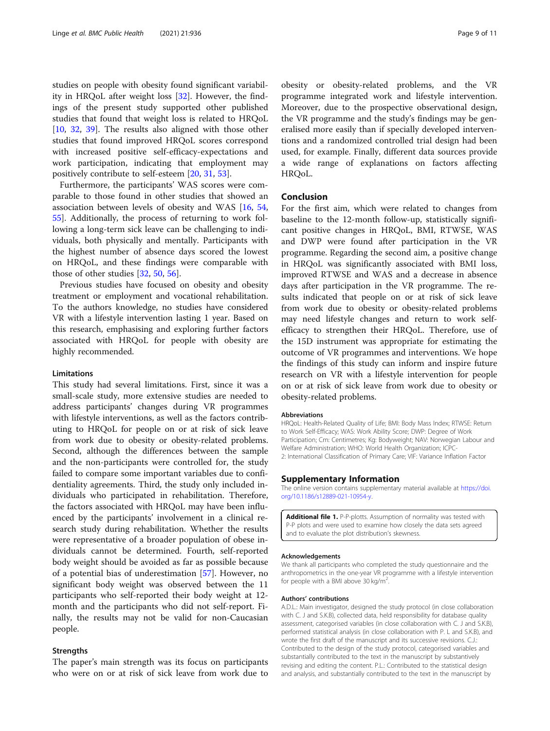studies on people with obesity found significant variability in HRQoL after weight loss [32]. However, the findings of the present study supported other published studies that found that weight loss is related to HRQoL [10, 32, 39]. The results also aligned with those other studies that found improved HRQoL scores correspond with increased positive self-efficacy-expectations and work participation, indicating that employment may positively contribute to self-esteem [20, 31, 53].

Furthermore, the participants' WAS scores were comparable to those found in other studies that showed an association between levels of obesity and WAS [16, 54, 55]. Additionally, the process of returning to work following a long-term sick leave can be challenging to individuals, both physically and mentally. Participants with the highest number of absence days scored the lowest on HRQoL, and these findings were comparable with those of other studies [32, 50, 56].

Previous studies have focused on obesity and obesity treatment or employment and vocational rehabilitation. To the authors knowledge, no studies have considered VR with a lifestyle intervention lasting 1 year. Based on this research, emphasising and exploring further factors associated with HRQoL for people with obesity are highly recommended.

### Limitations

This study had several limitations. First, since it was a small-scale study, more extensive studies are needed to address participants' changes during VR programmes with lifestyle interventions, as well as the factors contributing to HRQoL for people on or at risk of sick leave from work due to obesity or obesity-related problems. Second, although the differences between the sample and the non-participants were controlled for, the study failed to compare some important variables due to confidentiality agreements. Third, the study only included individuals who participated in rehabilitation. Therefore, the factors associated with HRQoL may have been influenced by the participants' involvement in a clinical research study during rehabilitation. Whether the results were representative of a broader population of obese individuals cannot be determined. Fourth, self-reported body weight should be avoided as far as possible because of a potential bias of underestimation [57]. However, no significant body weight was observed between the 11 participants who self-reported their body weight at 12-month and the participants who did not self-report. Finally, the results may not be valid for non-Caucasian people.

### Strengths

The paper's main strength was its focus on participants who were on or at risk of sick leave from work due to obesity or obesity-related problems, and the VR programme integrated work and lifestyle intervention. Moreover, due to the prospective observational design, the VR programme and the study's findings may be generalised more easily than if specially developed interventions and a randomized controlled trial design had been used, for example. Finally, different data sources provide a wide range of explanations on factors affecting HRQoL.

## Conclusion

For the first aim, which were related to changes from baseline to the 12-month follow-up, statistically significant positive changes in HRQoL, BMI, RTWSE, WAS and DWP were found after participation in the VR programme. Regarding the second aim, a positive change in HRQoL was significantly associated with BMI loss, improved RTWSE and WAS and a decrease in absence days after participation in the VR programme. The results indicated that people on or at risk of sick leave from work due to obesity or obesity-related problems may need lifestyle changes and return to work self-efficacy to strengthen their HRQoL. Therefore, use of the 15D instrument was appropriate for estimating the outcome of VR programmes and interventions. We hope the findings of this study can inform and inspire future research on VR with a lifestyle intervention for people on or at risk of sick leave from work due to obesity or obesity-related problems.

#### Abbreviations

HRQoL: Health-Related Quality of Life; BMI: Body Mass Index; RTWSE: Return to Work Self-Efficacy; WAS: Work Ability Score; DWP: Degree of Work Participation; Cm: Centimetres; Kg: Bodyweight; NAV: Norwegian Labour and Welfare Administration; WHO: World Health Organization; ICPC-2: International Classification of Primary Care; VIF: Variance Inflation Factor

## Supplementary Information

The online version contains supplementary material available at https://doi.org/10.1186/s12889-021-10954-y.

**Additional file 1.** P-P-plotts. Assumption of normality was tested with P-P plots and were used to examine how closely the data sets agreed and to evaluate the plot distribution's skewness.

#### Acknowledgements

We thank all participants who completed the study questionnaire and the anthropometrics in the one-year VR programme with a lifestyle intervention for people with a BMI above 30 kg/m$^2$.

#### Authors' contributions

A.D.L.: Main investigator, designed the study protocol (in close collaboration with C. J and S.K.B), collected data, held responsibility for database quality assessment, categorised variables (in close collaboration with C. J and S.K.B), performed statistical analysis (in close collaboration with P. L and S.K.B), and wrote the first draft of the manuscript and its successive revisions. C.J.: Contributed to the design of the study protocol, categorised variables and substantially contributed to the text in the manuscript by substantively revising and editing the content. P.L.: Contributed to the statistical design and analysis, and substantially contributed to the text in the manuscript by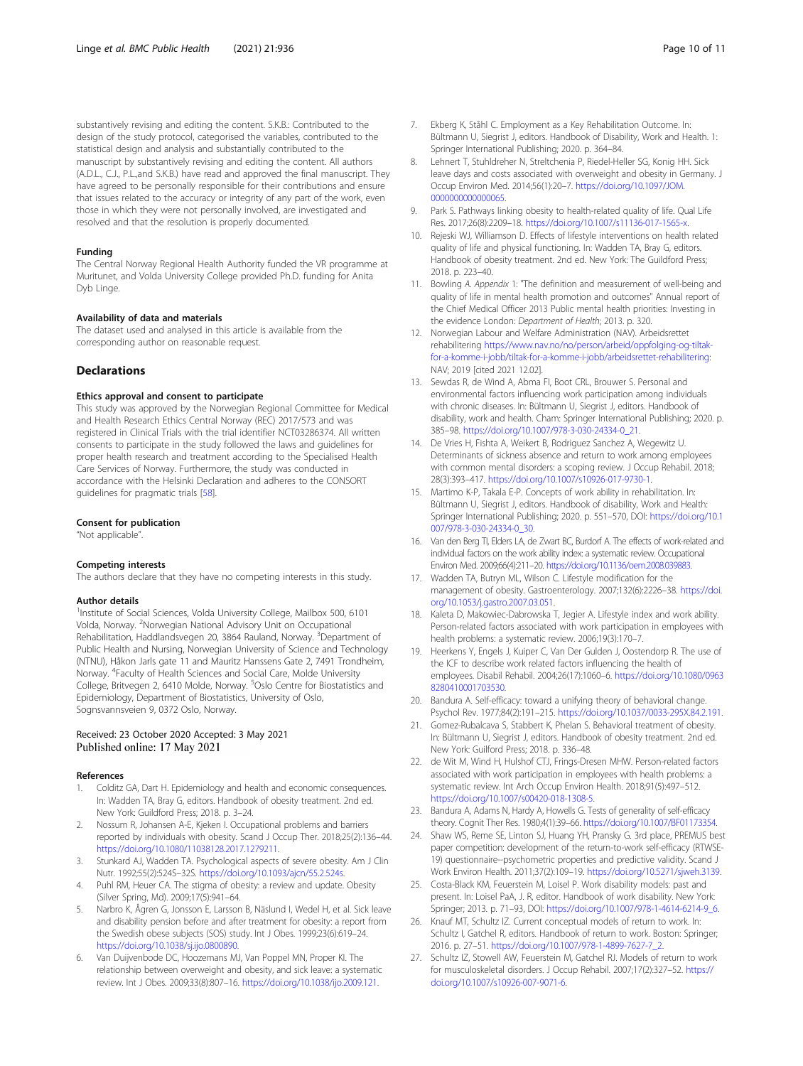substantively revising and editing the content. S.K.B.: Contributed to the design of the study protocol, categorised the variables, contributed to the statistical design and analysis and substantially contributed to the manuscript by substantively revising and editing the content. All authors (A.D.L., C.J., P.L.,and S.K.B.) have read and approved the final manuscript. They have agreed to be personally responsible for their contributions and ensure that issues related to the accuracy or integrity of any part of the work, even those in which they were not personally involved, are investigated and resolved and that the resolution is properly documented.

### Funding

The Central Norway Regional Health Authority funded the VR programme at Muritunet, and Volda University College provided Ph.D. funding for Anita Dyb Linge.

### Availability of data and materials

The dataset used and analysed in this article is available from the corresponding author on reasonable request.

## Declarations

### Ethics approval and consent to participate

This study was approved by the Norwegian Regional Committee for Medical and Health Research Ethics Central Norway (REC) 2017/573 and was registered in Clinical Trials with the trial identifier NCT03286374. All written consents to participate in the study followed the laws and guidelines for proper health research and treatment according to the Specialised Health Care Services of Norway. Furthermore, the study was conducted in accordance with the Helsinki Declaration and adheres to the CONSORT guidelines for pragmatic trials [58].

### Consent for publication

"Not applicable".

### Competing interests

The authors declare that they have no competing interests in this study.

### Author details

[1]Institute of Social Sciences, Volda University College, Mailbox 500, 6101 Volda, Norway. [2]Norwegian National Advisory Unit on Occupational Rehabilitation, Haddlandsvegen 20, 3864 Rauland, Norway. [3]Department of Public Health and Nursing, Norwegian University of Science and Technology (NTNU), Håkon Jarls gate 11 and Mauritz Hanssens Gate 2, 7491 Trondheim, Norway. [4]Faculty of Health Sciences and Social Care, Molde University College, Britvegen 2, 6410 Molde, Norway. [5]Oslo Centre for Biostatistics and Epidemiology, Department of Biostatistics, University of Oslo, Sognsvannsveien 9, 0372 Oslo, Norway.

Received: 23 October 2020 Accepted: 3 May 2021
Published online: 17 May 2021

### References

1. Colditz GA, Dart H. Epidemiology and health and economic consequences. In: Wadden TA, Bray G, editors. Handbook of obesity treatment. 2nd ed. New York: Guildford Press; 2018. p. 3–24.
2. Nossum R, Johansen A-E, Kjeken I. Occupational problems and barriers reported by individuals with obesity. Scand J Occup Ther. 2018;25(2):136–44. https://doi.org/10.1080/11038128.2017.1279211.
3. Stunkard AJ, Wadden TA. Psychological aspects of severe obesity. Am J Clin Nutr. 1992;55(2):524S–32S. https://doi.org/10.1093/ajcn/55.2.524s.
4. Puhl RM, Heuer CA. The stigma of obesity: a review and update. Obesity (Silver Spring, Md). 2009;17(5):941–64.
5. Narbro K, Ågren G, Jonsson E, Larsson B, Näslund I, Wedel H, et al. Sick leave and disability pension before and after treatment for obesity: a report from the Swedish obese subjects (SOS) study. Int J Obes. 1999;23(6):619–24. https://doi.org/10.1038/sj.ijo.0800890.
6. Van Duijvenbode DC, Hoozemans MJ, Van Poppel MN, Proper KI. The relationship between overweight and obesity, and sick leave: a systematic review. Int J Obes. 2009;33(8):807–16. https://doi.org/10.1038/ijo.2009.121.
7. Ekberg K, Ståhl C. Employment as a Key Rehabilitation Outcome. In: Bültmann U, Siegrist J, editors. Handbook of Disability, Work and Health. 1: Springer International Publishing; 2020. p. 364–84.
8. Lehnert T, Stuhldreher N, Streltchenia P, Riedel-Heller SG, Konig HH. Sick leave days and costs associated with overweight and obesity in Germany. J Occup Environ Med. 2014;56(1):20–7. https://doi.org/10.1097/JOM.0000000000000065.
9. Park S. Pathways linking obesity to health-related quality of life. Qual Life Res. 2017;26(8):2209–18. https://doi.org/10.1007/s11136-017-1565-x.
10. Rejeski WJ, Williamson D. Effects of lifestyle interventions on health related quality of life and physical functioning. In: Wadden TA, Bray G, editors. Handbook of obesity treatment. 2nd ed. New York: The Guildford Press; 2018. p. 223–40.
11. Bowling *A. Appendix* 1: "The definition and measurement of well-being and quality of life in mental health promotion and outcomes" Annual report of the Chief Medical Officer 2013 Public mental health priorities: Investing in the evidence London: *Department of Health*; 2013. p. 320.
12. Norwegian Labour and Welfare Administration (NAV). Arbeidsrettet rehabilitering https://www.nav.no/no/person/arbeid/oppfolging-og-tiltak-for-a-komme-i-jobb/tiltak-for-a-komme-i-jobb/arbeidsrettet-rehabilitering: NAV; 2019 [cited 2021 12.02].
13. Sewdas R, de Wind A, Abma FI, Boot CRL, Brouwer S. Personal and environmental factors influencing work participation among individuals with chronic diseases. In: Bültmann U, Siegrist J, editors. Handbook of disability, work and health. Cham: Springer International Publishing; 2020. p. 385–98. https://doi.org/10.1007/978-3-030-24334-0_21.
14. De Vries H, Fishta A, Weikert B, Rodriguez Sanchez A, Wegewitz U. Determinants of sickness absence and return to work among employees with common mental disorders: a scoping review. J Occup Rehabil. 2018; 28(3):393–417. https://doi.org/10.1007/s10926-017-9730-1.
15. Martimo K-P, Takala E-P. Concepts of work ability in rehabilitation. In: Bültmann U, Siegrist J, editors. Handbook of disability, Work and Health: Springer International Publishing; 2020. p. 551–570, DOI: https://doi.org/10.1007/978-3-030-24334-0_30.
16. Van den Berg TI, Elders LA, de Zwart BC, Burdorf A. The effects of work-related and individual factors on the work ability index: a systematic review. Occupational Environ Med. 2009;66(4):211–20. https://doi.org/10.1136/oem.2008.039883.
17. Wadden TA, Butryn ML, Wilson C. Lifestyle modification for the management of obesity. Gastroenterology. 2007;132(6):2226–38. https://doi.org/10.1053/j.gastro.2007.03.051.
18. Kaleta D, Makowiec-Dabrowska T, Jegier A. Lifestyle index and work ability. Person-related factors associated with work participation in employees with health problems: a systematic review. 2006;19(3):170–7.
19. Heerkens Y, Engels J, Kuiper C, Van Der Gulden J, Oostendorp R. The use of the ICF to describe work related factors influencing the health of employees. Disabil Rehabil. 2004;26(17):1060–6. https://doi.org/10.1080/09638280410001703530.
20. Bandura A. Self-efficacy: toward a unifying theory of behavioral change. Psychol Rev. 1977;84(2):191–215. https://doi.org/10.1037/0033-295X.84.2.191.
21. Gomez-Rubalcava S, Stabbert K, Phelan S. Behavioral treatment of obesity. In: Bültmann U, Siegrist J, editors. Handbook of obesity treatment. 2nd ed. New York: Guilford Press; 2018. p. 336–48.
22. de Wit M, Wind H, Hulshof CTJ, Frings-Dresen MHW. Person-related factors associated with work participation in employees with health problems: a systematic review. Int Arch Occup Environ Health. 2018;91(5):497–512. https://doi.org/10.1007/s00420-018-1308-5.
23. Bandura A, Adams N, Hardy A, Howells G. Tests of generality of self-efficacy theory. Cognit Ther Res. 1980;4(1):39–66. https://doi.org/10.1007/BF01173354.
24. Shaw WS, Reme SE, Linton SJ, Huang YH, Pransky G. 3rd place, PREMUS best paper competition: development of the return-to-work self-efficacy (RTWSE-19) questionnaire--psychometric properties and predictive validity. Scand J Work Environ Health. 2011;37(2):109–19. https://doi.org/10.5271/sjweh.3139.
25. Costa-Black KM, Feuerstein M, Loisel P. Work disability models: past and present. In: Loisel PaA, J. R, editor. Handbook of work disability. New York: Springer; 2013. p. 71–93, DOI: https://doi.org/10.1007/978-1-4614-6214-9_6.
26. Knauf MT, Schultz IZ. Current conceptual models of return to work. In: Schultz I, Gatchel R, editors. Handbook of return to work. Boston: Springer; 2016. p. 27–51. https://doi.org/10.1007/978-1-4899-7627-7_2.
27. Schultz IZ, Stowell AW, Feuerstein M, Gatchel RJ. Models of return to work for musculoskeletal disorders. J Occup Rehabil. 2007;17(2):327–52. https://doi.org/10.1007/s10926-007-9071-6.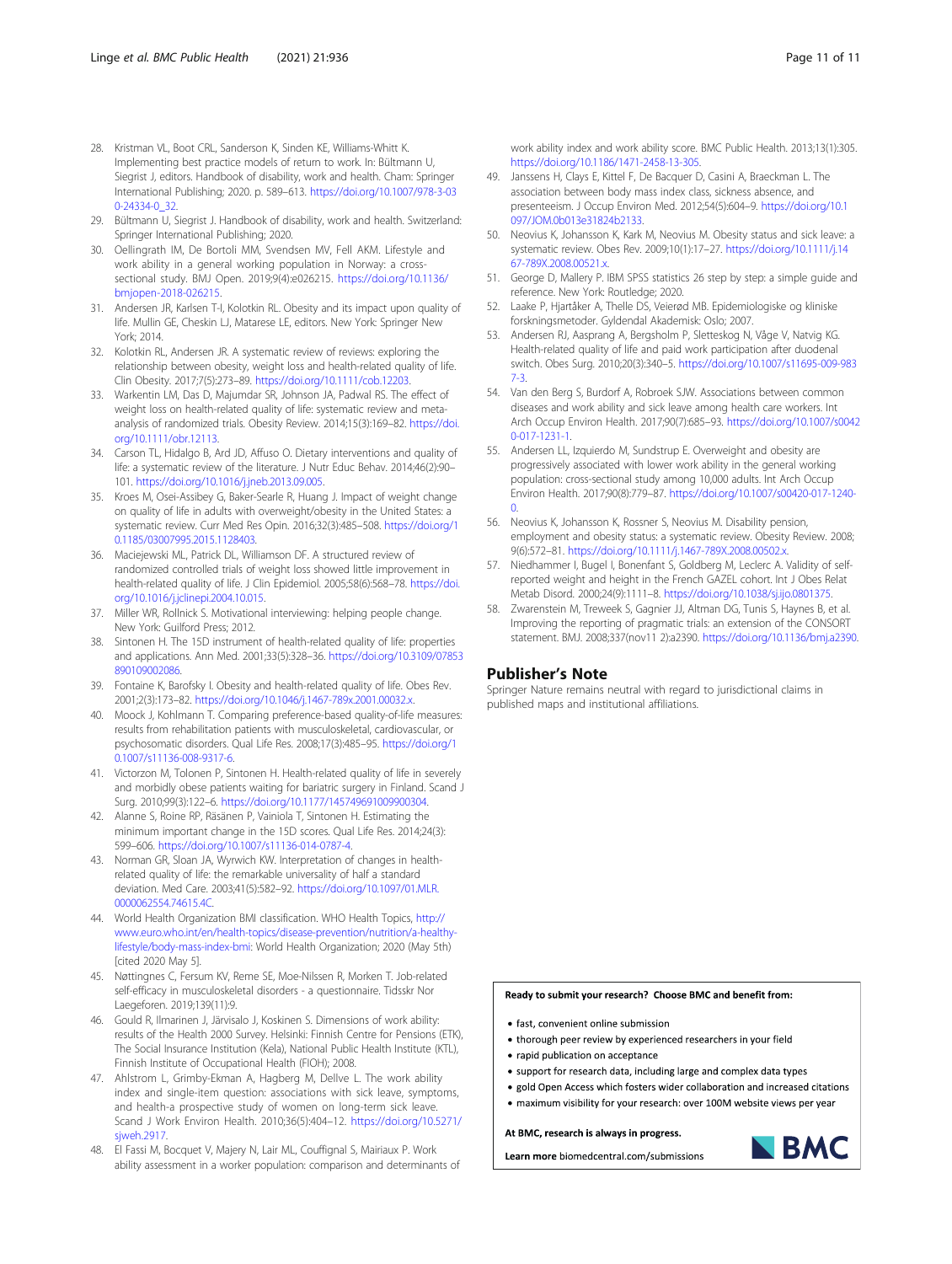28. Kristman VL, Boot CRL, Sanderson K, Sinden KE, Williams-Whitt K. Implementing best practice models of return to work. In: Bültmann U, Siegrist J, editors. Handbook of disability, work and health. Cham: Springer International Publishing; 2020. p. 589–613. https://doi.org/10.1007/978-3-030-24334-0_32.
29. Bültmann U, Siegrist J. Handbook of disability, work and health. Switzerland: Springer International Publishing; 2020.
30. Oellingrath IM, De Bortoli MM, Svendsen MV, Fell AKM. Lifestyle and work ability in a general working population in Norway: a cross-sectional study. BMJ Open. 2019;9(4):e026215. https://doi.org/10.1136/bmjopen-2018-026215.
31. Andersen JR, Karlsen T-I, Kolotkin RL. Obesity and its impact upon quality of life. Mullin GE, Cheskin LJ, Matarese LE, editors. New York: Springer New York; 2014.
32. Kolotkin RL, Andersen JR. A systematic review of reviews: exploring the relationship between obesity, weight loss and health-related quality of life. Clin Obesity. 2017;7(5):273–89. https://doi.org/10.1111/cob.12203.
33. Warkentin LM, Das D, Majumdar SR, Johnson JA, Padwal RS. The effect of weight loss on health-related quality of life: systematic review and meta-analysis of randomized trials. Obesity Review. 2014;15(3):169–82. https://doi.org/10.1111/obr.12113.
34. Carson TL, Hidalgo B, Ard JD, Affuso O. Dietary interventions and quality of life: a systematic review of the literature. J Nutr Educ Behav. 2014;46(2):90–101. https://doi.org/10.1016/j.jneb.2013.09.005.
35. Kroes M, Osei-Assibey G, Baker-Searle R, Huang J. Impact of weight change on quality of life in adults with overweight/obesity in the United States: a systematic review. Curr Med Res Opin. 2016;32(3):485–508. https://doi.org/10.1185/03007995.2015.1128403.
36. Maciejewski ML, Patrick DL, Williamson DF. A structured review of randomized controlled trials of weight loss showed little improvement in health-related quality of life. J Clin Epidemiol. 2005;58(6):568–78. https://doi.org/10.1016/j.jclinepi.2004.10.015.
37. Miller WR, Rollnick S. Motivational interviewing: helping people change. New York: Guilford Press; 2012.
38. Sintonen H. The 15D instrument of health-related quality of life: properties and applications. Ann Med. 2001;33(5):328–36. https://doi.org/10.3109/07853890109002086.
39. Fontaine K, Barofsky I. Obesity and health-related quality of life. Obes Rev. 2001;2(3):173–82. https://doi.org/10.1046/j.1467-789x.2001.00032.x.
40. Moock J, Kohlmann T. Comparing preference-based quality-of-life measures: results from rehabilitation patients with musculoskeletal, cardiovascular, or psychosomatic disorders. Qual Life Res. 2008;17(3):485–95. https://doi.org/10.1007/s11136-008-9317-6.
41. Victorzon M, Tolonen P, Sintonen H. Health-related quality of life in severely and morbidly obese patients waiting for bariatric surgery in Finland. Scand J Surg. 2010;99(3):122–6. https://doi.org/10.1177/145749691009900304.
42. Alanne S, Roine RP, Räsänen P, Vainiola T, Sintonen H. Estimating the minimum important change in the 15D scores. Qual Life Res. 2014;24(3):599–606. https://doi.org/10.1007/s11136-014-0787-4.
43. Norman GR, Sloan JA, Wyrwich KW. Interpretation of changes in health-related quality of life: the remarkable universality of half a standard deviation. Med Care. 2003;41(5):582–92. https://doi.org/10.1097/01.MLR.0000062554.74615.4C.
44. World Health Organization BMI classification. WHO Health Topics, http://www.euro.who.int/en/health-topics/disease-prevention/nutrition/a-healthy-lifestyle/body-mass-index-bmi: World Health Organization; 2020 (May 5th) [cited 2020 May 5].
45. Nøttingnes C, Fersum KV, Reme SE, Moe-Nilssen R, Morken T. Job-related self-efficacy in musculoskeletal disorders - a questionnaire. Tidsskr Nor Laegeforen. 2019;139(11):9.
46. Gould R, Ilmarinen J, Järvisalo J, Koskinen S. Dimensions of work ability: results of the Health 2000 Survey. Helsinki: Finnish Centre for Pensions (ETK), The Social Insurance Institution (Kela), National Public Health Institute (KTL), Finnish Institute of Occupational Health (FIOH); 2008.
47. Ahlstrom L, Grimby-Ekman A, Hagberg M, Dellve L. The work ability index and single-item question: associations with sick leave, symptoms, and health-a prospective study of women on long-term sick leave. Scand J Work Environ Health. 2010;36(5):404–12. https://doi.org/10.5271/sjweh.2917.
48. El Fassi M, Bocquet V, Majery N, Lair ML, Couffignal S, Mairiaux P. Work ability assessment in a worker population: comparison and determinants of work ability index and work ability score. BMC Public Health. 2013;13(1):305. https://doi.org/10.1186/1471-2458-13-305.
49. Janssens H, Clays E, Kittel F, De Bacquer D, Casini A, Braeckman L. The association between body mass index class, sickness absence, and presenteeism. J Occup Environ Med. 2012;54(5):604–9. https://doi.org/10.1097/JOM.0b013e31824b2133.
50. Neovius K, Johansson K, Kark M, Neovius M. Obesity status and sick leave: a systematic review. Obes Rev. 2009;10(1):17–27. https://doi.org/10.1111/j.1467-789X.2008.00521.x.
51. George D, Mallery P. IBM SPSS statistics 26 step by step: a simple guide and reference. New York: Routledge; 2020.
52. Laake P, Hjartåker A, Thelle DS, Veierød MB. Epidemiologiske og kliniske forskningsmetoder. Gyldendal Akademisk: Oslo; 2007.
53. Andersen RJ, Aasprang A, Bergsholm P, Sletteskog N, Våge V, Natvig KG. Health-related quality of life and paid work participation after duodenal switch. Obes Surg. 2010;20(3):340–5. https://doi.org/10.1007/s11695-009-9837-3.
54. Van den Berg S, Burdorf A, Robroek SJW. Associations between common diseases and work ability and sick leave among health care workers. Int Arch Occup Environ Health. 2017;90(7):685–93. https://doi.org/10.1007/s00420-017-1231-1.
55. Andersen LL, Izquierdo M, Sundstrup E. Overweight and obesity are progressively associated with lower work ability in the general working population: cross-sectional study among 10,000 adults. Int Arch Occup Environ Health. 2017;90(8):779–87. https://doi.org/10.1007/s00420-017-1240-0.
56. Neovius K, Johansson K, Rossner S, Neovius M. Disability pension, employment and obesity status: a systematic review. Obesity Review. 2008;9(6):572–81. https://doi.org/10.1111/j.1467-789X.2008.00502.x.
57. Niedhammer I, Bugel I, Bonenfant S, Goldberg M, Leclerc A. Validity of self-reported weight and height in the French GAZEL cohort. Int J Obes Relat Metab Disord. 2000;24(9):1111–8. https://doi.org/10.1038/sj.ijo.0801375.
58. Zwarenstein M, Treweek S, Gagnier JJ, Altman DG, Tunis S, Haynes B, et al. Improving the reporting of pragmatic trials: an extension of the CONSORT statement. BMJ. 2008;337(nov11 2):a2390. https://doi.org/10.1136/bmj.a2390.

## Publisher's Note

Springer Nature remains neutral with regard to jurisdictional claims in published maps and institutional affiliations.

**Ready to submit your research? Choose BMC and benefit from:**

- fast, convenient online submission
- thorough peer review by experienced researchers in your field
- rapid publication on acceptance
- support for research data, including large and complex data types
- gold Open Access which fosters wider collaboration and increased citations
- maximum visibility for your research: over 100M website views per year

**At BMC, research is always in progress.**

**Learn more** biomedcentral.com/submissions

BMC